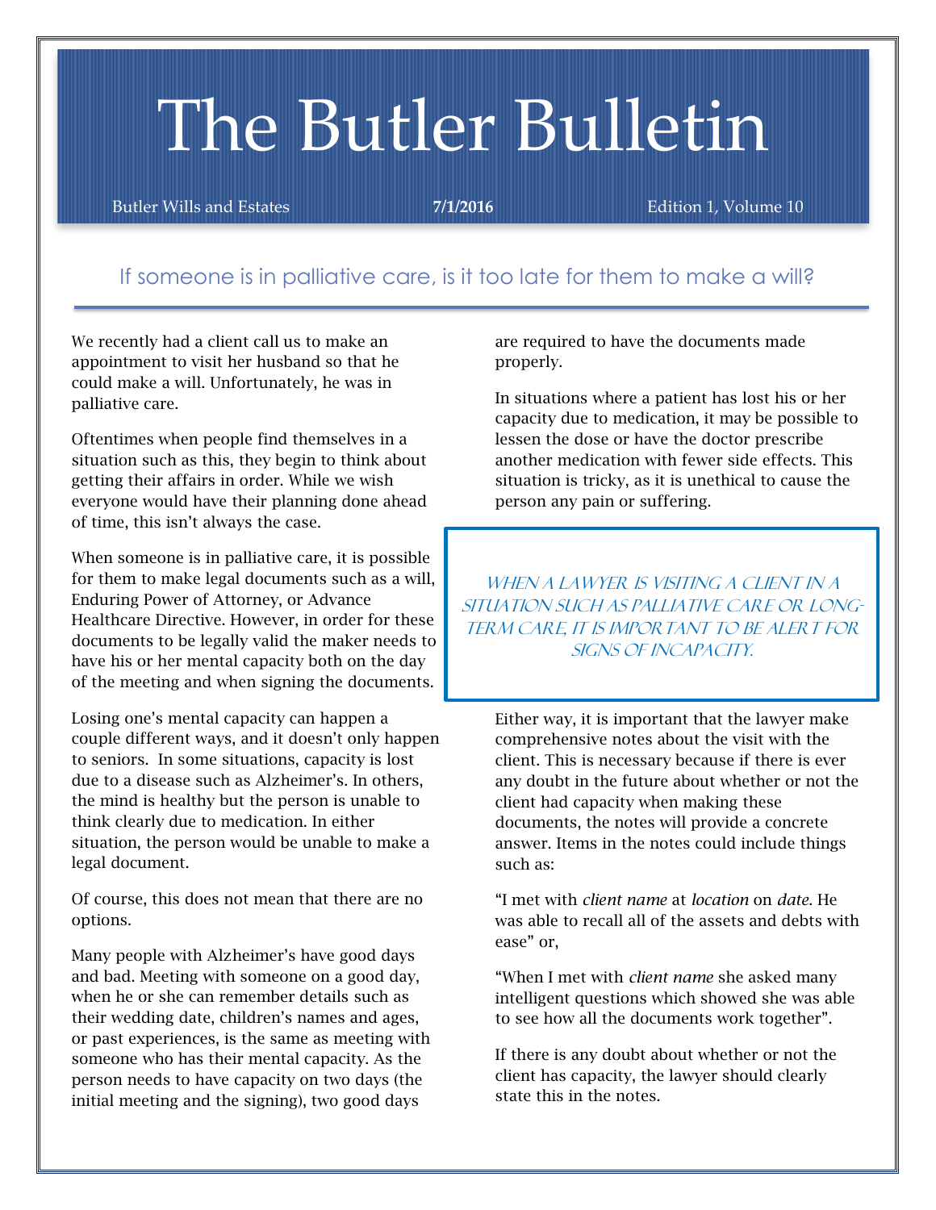# The Butler Bulletin

Butler Wills and Estates **7/1/2016** Edition 1, Volume 10

## If someone is in palliative care, is it too late for them to make a will?

We recently had a client call us to make an appointment to visit her husband so that he could make a will. Unfortunately, he was in palliative care.

Oftentimes when people find themselves in a situation such as this, they begin to think about getting their affairs in order. While we wish everyone would have their planning done ahead of time, this isn't always the case.

When someone is in palliative care, it is possible for them to make legal documents such as a will, Enduring Power of Attorney, or Advance Healthcare Directive. However, in order for these documents to be legally valid the maker needs to have his or her mental capacity both on the day of the meeting and when signing the documents.

Losing one's mental capacity can happen a couple different ways, and it doesn't only happen to seniors. In some situations, capacity is lost due to a disease such as Alzheimer's. In others, the mind is healthy but the person is unable to think clearly due to medication. In either situation, the person would be unable to make a legal document.

Of course, this does not mean that there are no options.

Many people with Alzheimer's have good days and bad. Meeting with someone on a good day, when he or she can remember details such as their wedding date, children's names and ages, or past experiences, is the same as meeting with someone who has their mental capacity. As the person needs to have capacity on two days (the initial meeting and the signing), two good days are required to have the documents made properly.

In situations where a patient has lost his or her capacity due to medication, it may be possible to lessen the dose or have the doctor prescribe another medication with fewer side effects. This situation is tricky, as it is unethical to cause the person any pain or suffering.

> *When a lawyer is visiting a client in a situation such as palliative care or long-term care, it is important to be alert for signs of incapacity.*

Either way, it is important that the lawyer make comprehensive notes about the visit with the client. This is necessary because if there is ever any doubt in the future about whether or not the client had capacity when making these documents, the notes will provide a concrete answer. Items in the notes could include things such as:

"I met with *client name* at *location* on *date*. He was able to recall all of the assets and debts with ease" or,

"When I met with *client name* she asked many intelligent questions which showed she was able to see how all the documents work together".

If there is any doubt about whether or not the client has capacity, the lawyer should clearly state this in the notes.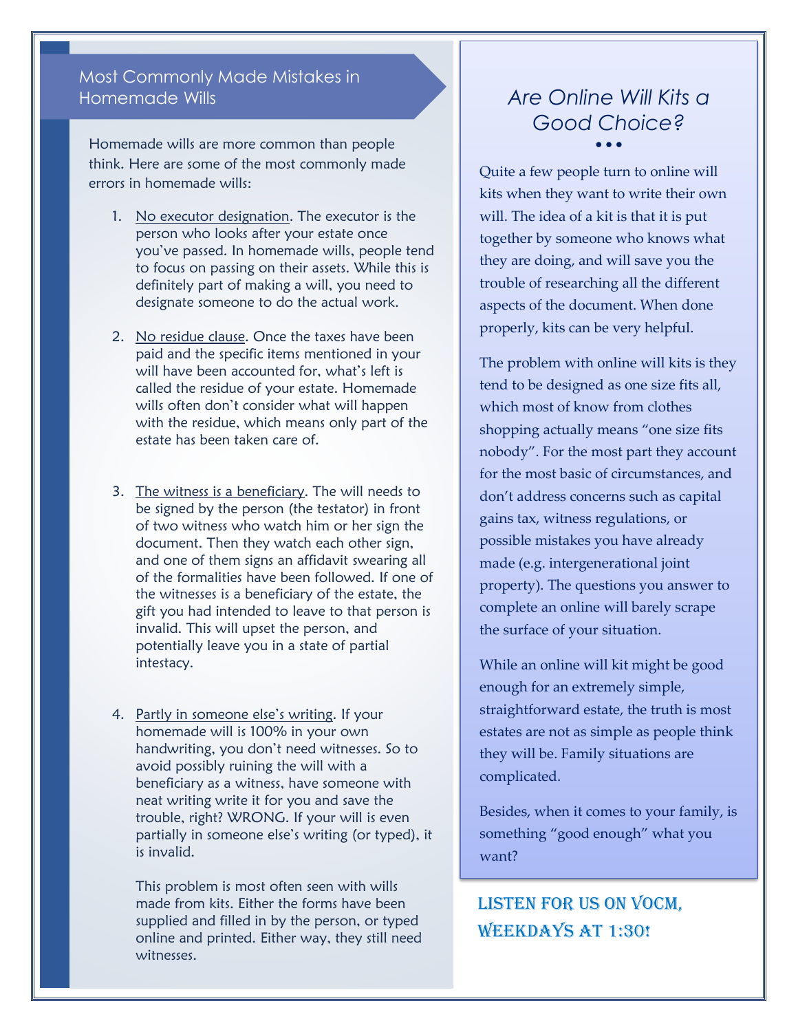## Most Commonly Made Mistakes in Homemade Wills

Homemade wills are more common than people think. Here are some of the most commonly made errors in homemade wills:

1. No executor designation. The executor is the person who looks after your estate once you've passed. In homemade wills, people tend to focus on passing on their assets. While this is definitely part of making a will, you need to designate someone to do the actual work.

2. No residue clause. Once the taxes have been paid and the specific items mentioned in your will have been accounted for, what's left is called the residue of your estate. Homemade wills often don't consider what will happen with the residue, which means only part of the estate has been taken care of.

3. The witness is a beneficiary. The will needs to be signed by the person (the testator) in front of two witness who watch him or her sign the document. Then they watch each other sign, and one of them signs an affidavit swearing all of the formalities have been followed. If one of the witnesses is a beneficiary of the estate, the gift you had intended to leave to that person is invalid. This will upset the person, and potentially leave you in a state of partial intestacy.

4. Partly in someone else's writing. If your homemade will is 100% in your own handwriting, you don't need witnesses. So to avoid possibly ruining the will with a beneficiary as a witness, have someone with neat writing write it for you and save the trouble, right? WRONG. If your will is even partially in someone else's writing (or typed), it is invalid.

   This problem is most often seen with wills made from kits. Either the forms have been supplied and filled in by the person, or typed online and printed. Either way, they still need witnesses.

## *Are Online Will Kits a Good Choice?*

Quite a few people turn to online will kits when they want to write their own will. The idea of a kit is that it is put together by someone who knows what they are doing, and will save you the trouble of researching all the different aspects of the document. When done properly, kits can be very helpful.

The problem with online will kits is they tend to be designed as one size fits all, which most of know from clothes shopping actually means "one size fits nobody". For the most part they account for the most basic of circumstances, and don't address concerns such as capital gains tax, witness regulations, or possible mistakes you have already made (e.g. intergenerational joint property). The questions you answer to complete an online will barely scrape the surface of your situation.

While an online will kit might be good enough for an extremely simple, straightforward estate, the truth is most estates are not as simple as people think they will be. Family situations are complicated.

Besides, when it comes to your family, is something "good enough" what you want?

**LISTEN FOR US ON VOCM, WEEKDAYS AT 1:30!**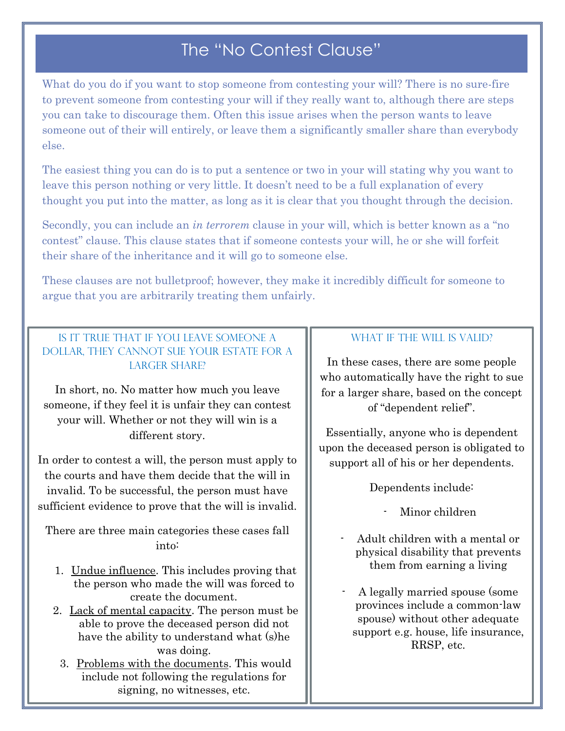# The "No Contest Clause"

What do you do if you want to stop someone from contesting your will? There is no sure-fire to prevent someone from contesting your will if they really want to, although there are steps you can take to discourage them. Often this issue arises when the person wants to leave someone out of their will entirely, or leave them a significantly smaller share than everybody else.

The easiest thing you can do is to put a sentence or two in your will stating why you want to leave this person nothing or very little. It doesn't need to be a full explanation of every thought you put into the matter, as long as it is clear that you thought through the decision.

Secondly, you can include an *in terrorem* clause in your will, which is better known as a "no contest" clause. This clause states that if someone contests your will, he or she will forfeit their share of the inheritance and it will go to someone else.

These clauses are not bulletproof; however, they make it incredibly difficult for someone to argue that you are arbitrarily treating them unfairly.

## Is it true that if you leave someone a dollar, they cannot sue your estate for a larger share?

In short, no. No matter how much you leave someone, if they feel it is unfair they can contest your will. Whether or not they will win is a different story.

In order to contest a will, the person must apply to the courts and have them decide that the will in invalid. To be successful, the person must have sufficient evidence to prove that the will is invalid.

There are three main categories these cases fall into:

1. Undue influence. This includes proving that the person who made the will was forced to create the document.
2. Lack of mental capacity. The person must be able to prove the deceased person did not have the ability to understand what (s)he was doing.
3. Problems with the documents. This would include not following the regulations for signing, no witnesses, etc.

## What if the will is valid?

In these cases, there are some people who automatically have the right to sue for a larger share, based on the concept of "dependent relief".

Essentially, anyone who is dependent upon the deceased person is obligated to support all of his or her dependents.

Dependents include:

- Minor children
- Adult children with a mental or physical disability that prevents them from earning a living
- A legally married spouse (some provinces include a common-law spouse) without other adequate support e.g. house, life insurance, RRSP, etc.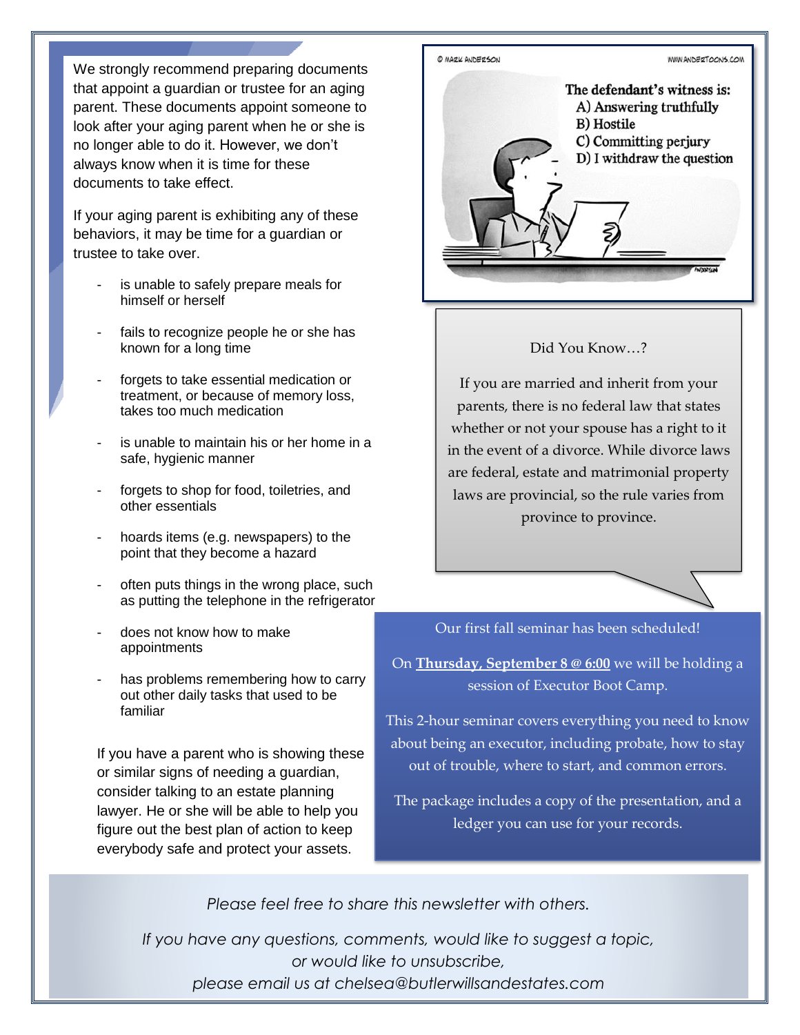We strongly recommend preparing documents that appoint a guardian or trustee for an aging parent. These documents appoint someone to look after your aging parent when he or she is no longer able to do it. However, we don't always know when it is time for these documents to take effect.

If your aging parent is exhibiting any of these behaviors, it may be time for a guardian or trustee to take over.

- is unable to safely prepare meals for himself or herself
- fails to recognize people he or she has known for a long time
- forgets to take essential medication or treatment, or because of memory loss, takes too much medication
- is unable to maintain his or her home in a safe, hygienic manner
- forgets to shop for food, toiletries, and other essentials
- hoards items (e.g. newspapers) to the point that they become a hazard
- often puts things in the wrong place, such as putting the telephone in the refrigerator
- does not know how to make appointments
- has problems remembering how to carry out other daily tasks that used to be familiar

If you have a parent who is showing these or similar signs of needing a guardian, consider talking to an estate planning lawyer. He or she will be able to help you figure out the best plan of action to keep everybody safe and protect your assets.

© MARK ANDERSON WWW.ANDERTOONS.COM

The defendant's witness is:
A) Answering truthfully
B) Hostile
C) Committing perjury
D) I withdraw the question

Did You Know…?

If you are married and inherit from your parents, there is no federal law that states whether or not your spouse has a right to it in the event of a divorce. While divorce laws are federal, estate and matrimonial property laws are provincial, so the rule varies from province to province.

Our first fall seminar has been scheduled!

On **Thursday, September 8 @ 6:00** we will be holding a session of Executor Boot Camp.

This 2-hour seminar covers everything you need to know about being an executor, including probate, how to stay out of trouble, where to start, and common errors.

The package includes a copy of the presentation, and a ledger you can use for your records.

*Please feel free to share this newsletter with others.*

*If you have any questions, comments, would like to suggest a topic, or would like to unsubscribe, please email us at chelsea@butlerwillsandestates.com*